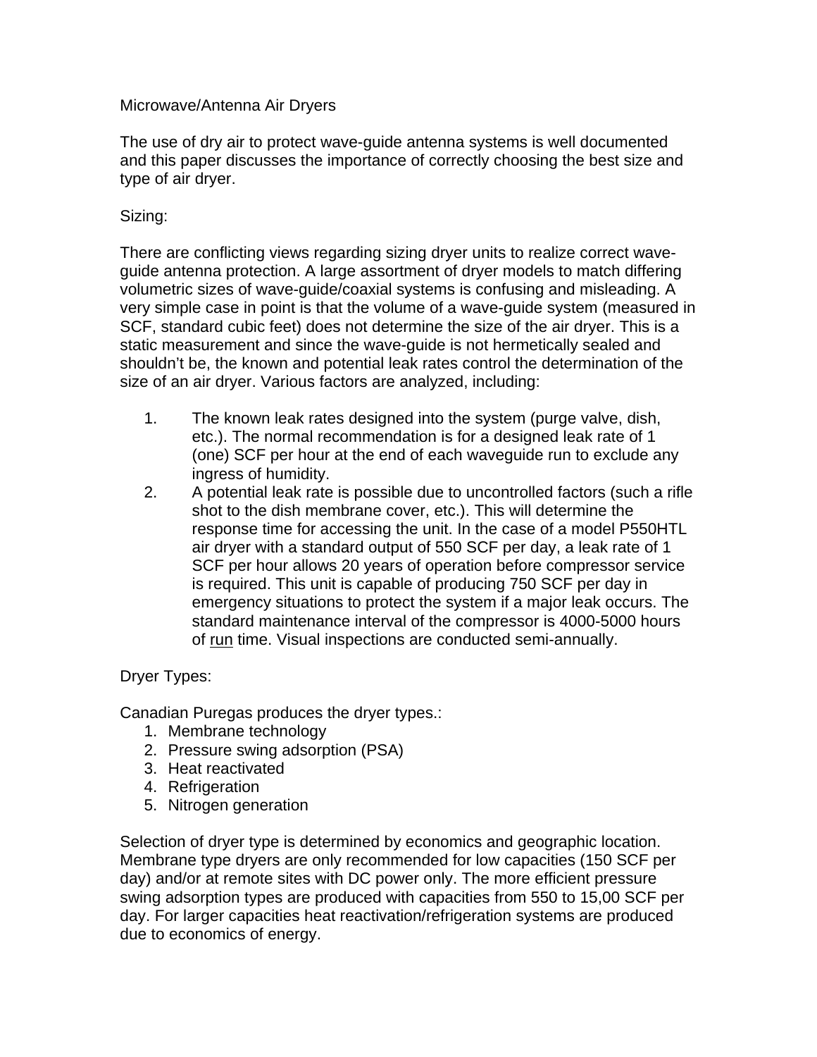# Microwave/Antenna Air Dryers

The use of dry air to protect wave-guide antenna systems is well documented and this paper discusses the importance of correctly choosing the best size and type of air dryer.

## Sizing:

There are conflicting views regarding sizing dryer units to realize correct wave-guide antenna protection. A large assortment of dryer models to match differing volumetric sizes of wave-guide/coaxial systems is confusing and misleading. A very simple case in point is that the volume of a wave-guide system (measured in SCF, standard cubic feet) does not determine the size of the air dryer. This is a static measurement and since the wave-guide is not hermetically sealed and shouldn't be, the known and potential leak rates control the determination of the size of an air dryer. Various factors are analyzed, including:

1. The known leak rates designed into the system (purge valve, dish, etc.). The normal recommendation is for a designed leak rate of 1 (one) SCF per hour at the end of each waveguide run to exclude any ingress of humidity.
2. A potential leak rate is possible due to uncontrolled factors (such a rifle shot to the dish membrane cover, etc.). This will determine the response time for accessing the unit. In the case of a model P550HTL air dryer with a standard output of 550 SCF per day, a leak rate of 1 SCF per hour allows 20 years of operation before compressor service is required. This unit is capable of producing 750 SCF per day in emergency situations to protect the system if a major leak occurs. The standard maintenance interval of the compressor is 4000-5000 hours of <u>run</u> time. Visual inspections are conducted semi-annually.

## Dryer Types:

Canadian Puregas produces the dryer types.:

1. Membrane technology
2. Pressure swing adsorption (PSA)
3. Heat reactivated
4. Refrigeration
5. Nitrogen generation

Selection of dryer type is determined by economics and geographic location. Membrane type dryers are only recommended for low capacities (150 SCF per day) and/or at remote sites with DC power only. The more efficient pressure swing adsorption types are produced with capacities from 550 to 15,00 SCF per day. For larger capacities heat reactivation/refrigeration systems are produced due to economics of energy.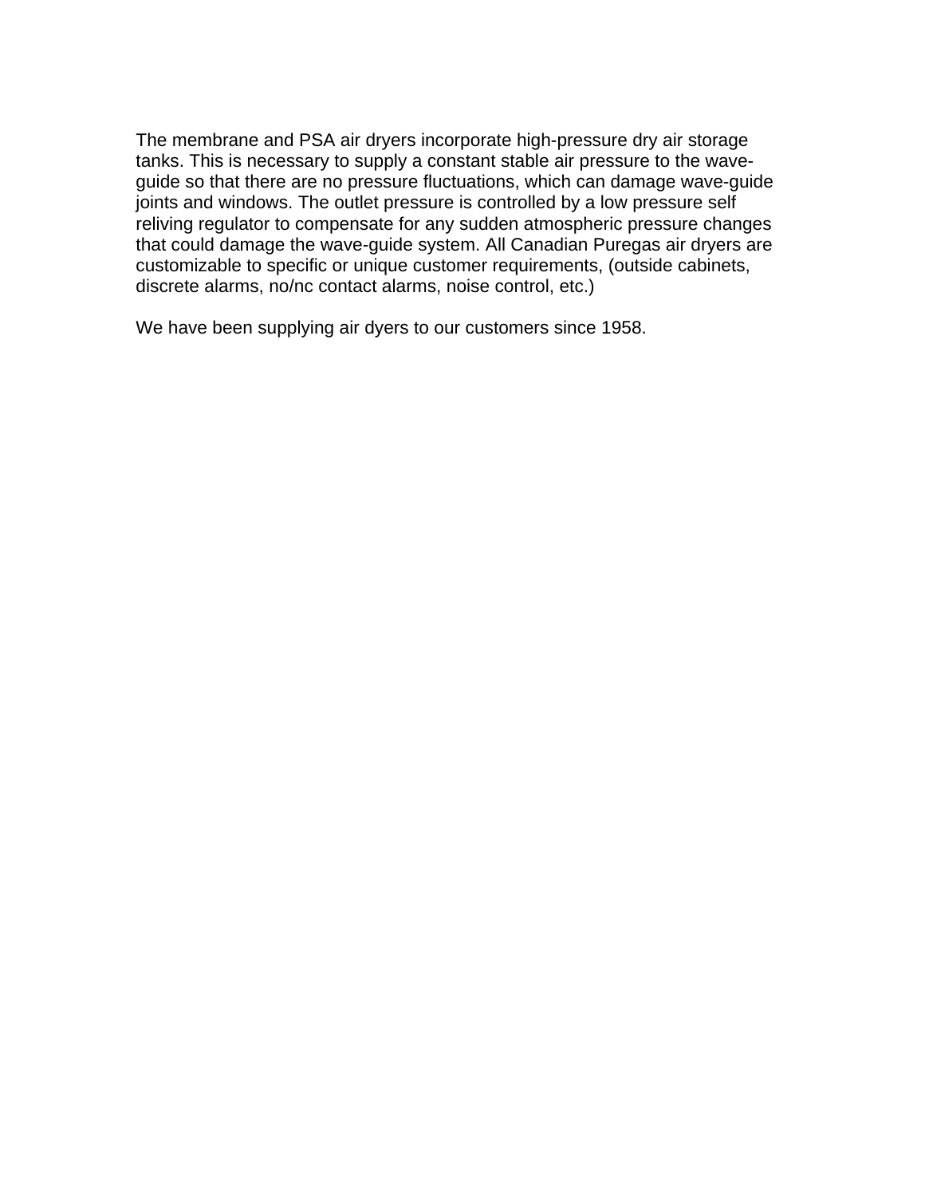The membrane and PSA air dryers incorporate high-pressure dry air storage tanks. This is necessary to supply a constant stable air pressure to the wave-guide so that there are no pressure fluctuations, which can damage wave-guide joints and windows. The outlet pressure is controlled by a low pressure self reliving regulator to compensate for any sudden atmospheric pressure changes that could damage the wave-guide system. All Canadian Puregas air dryers are customizable to specific or unique customer requirements, (outside cabinets, discrete alarms, no/nc contact alarms, noise control, etc.)

We have been supplying air dyers to our customers since 1958.